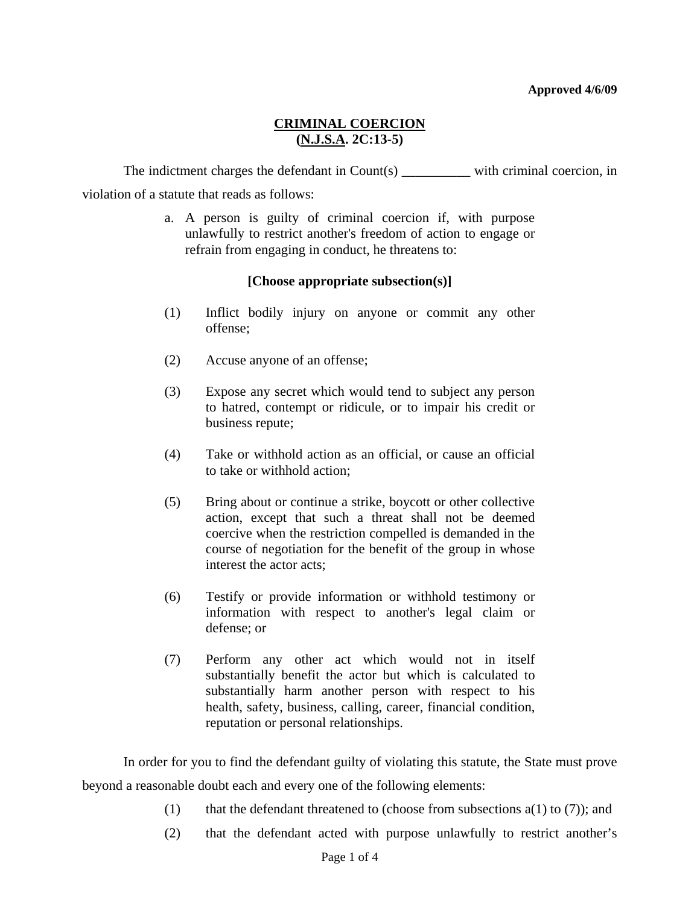**Approved 4/6/09**

# CRIMINAL COERCION
## (N.J.S.A. 2C:13-5)

The indictment charges the defendant in Count(s) __________ with criminal coercion, in violation of a statute that reads as follows:

> a. A person is guilty of criminal coercion if, with purpose unlawfully to restrict another's freedom of action to engage or refrain from engaging in conduct, he threatens to:
>
> **[Choose appropriate subsection(s)]**
>
> (1) Inflict bodily injury on anyone or commit any other offense;
>
> (2) Accuse anyone of an offense;
>
> (3) Expose any secret which would tend to subject any person to hatred, contempt or ridicule, or to impair his credit or business repute;
>
> (4) Take or withhold action as an official, or cause an official to take or withhold action;
>
> (5) Bring about or continue a strike, boycott or other collective action, except that such a threat shall not be deemed coercive when the restriction compelled is demanded in the course of negotiation for the benefit of the group in whose interest the actor acts;
>
> (6) Testify or provide information or withhold testimony or information with respect to another's legal claim or defense; or
>
> (7) Perform any other act which would not in itself substantially benefit the actor but which is calculated to substantially harm another person with respect to his health, safety, business, calling, career, financial condition, reputation or personal relationships.

In order for you to find the defendant guilty of violating this statute, the State must prove beyond a reasonable doubt each and every one of the following elements:

(1) that the defendant threatened to (choose from subsections a(1) to (7)); and

(2) that the defendant acted with purpose unlawfully to restrict another's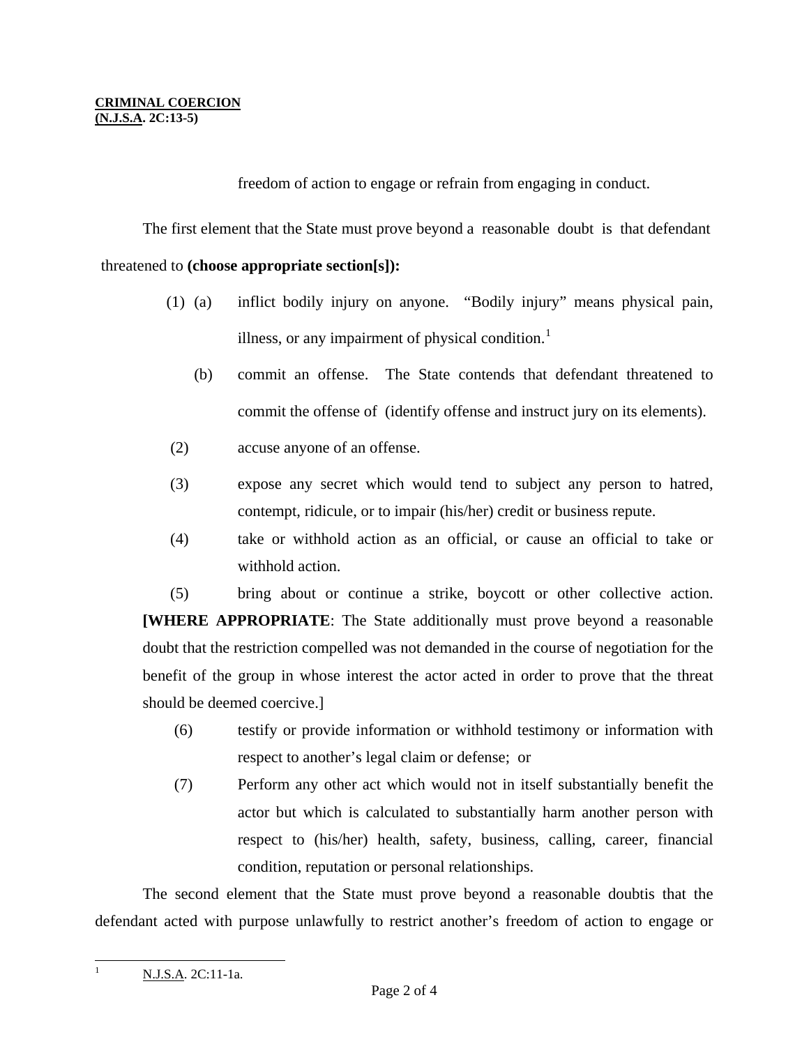freedom of action to engage or refrain from engaging in conduct.

The first element that the State must prove beyond a reasonable doubt is that defendant threatened to **(choose appropriate section[s]):**

(1) (a) inflict bodily injury on anyone. "Bodily injury" means physical pain, illness, or any impairment of physical condition.[1]

(b) commit an offense. The State contends that defendant threatened to commit the offense of (identify offense and instruct jury on its elements).

(2) accuse anyone of an offense.

(3) expose any secret which would tend to subject any person to hatred, contempt, ridicule, or to impair (his/her) credit or business repute.

(4) take or withhold action as an official, or cause an official to take or withhold action.

(5) bring about or continue a strike, boycott or other collective action. **[WHERE APPROPRIATE**: The State additionally must prove beyond a reasonable doubt that the restriction compelled was not demanded in the course of negotiation for the benefit of the group in whose interest the actor acted in order to prove that the threat should be deemed coercive.]

(6) testify or provide information or withhold testimony or information with respect to another's legal claim or defense; or

(7) Perform any other act which would not in itself substantially benefit the actor but which is calculated to substantially harm another person with respect to (his/her) health, safety, business, calling, career, financial condition, reputation or personal relationships.

The second element that the State must prove beyond a reasonable doubtis that the defendant acted with purpose unlawfully to restrict another's freedom of action to engage or

[1] N.J.S.A. 2C:11-1a.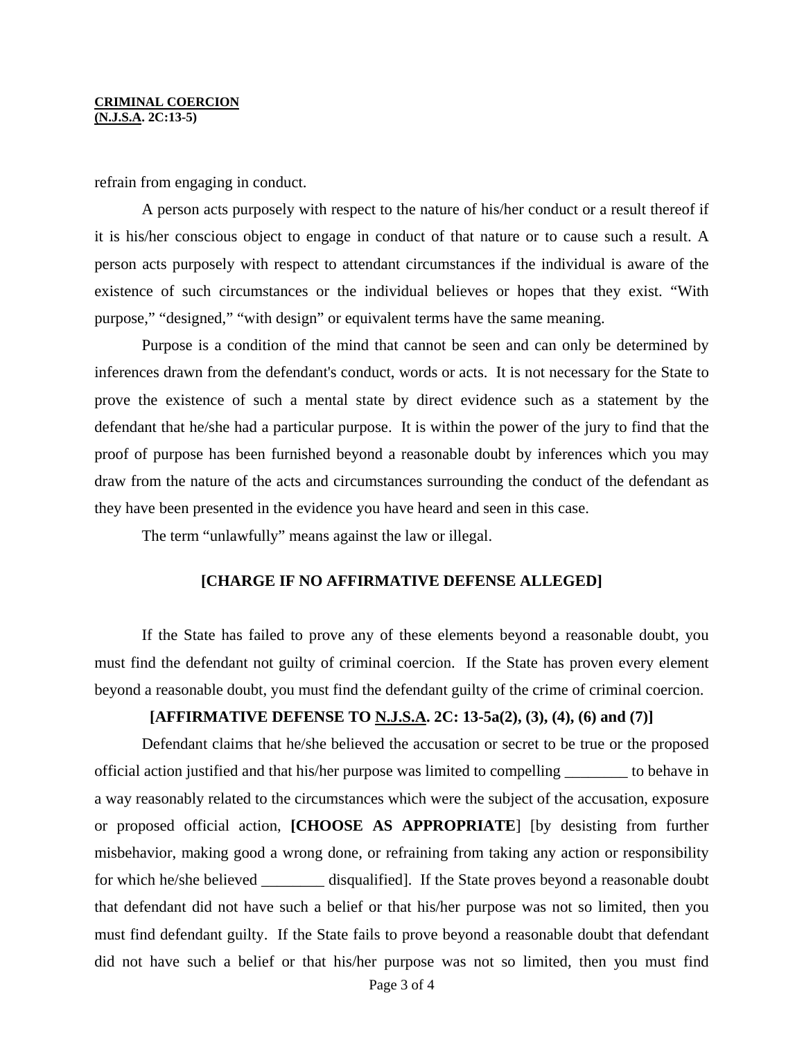refrain from engaging in conduct.

A person acts purposely with respect to the nature of his/her conduct or a result thereof if it is his/her conscious object to engage in conduct of that nature or to cause such a result. A person acts purposely with respect to attendant circumstances if the individual is aware of the existence of such circumstances or the individual believes or hopes that they exist. "With purpose," "designed," "with design" or equivalent terms have the same meaning.

Purpose is a condition of the mind that cannot be seen and can only be determined by inferences drawn from the defendant's conduct, words or acts. It is not necessary for the State to prove the existence of such a mental state by direct evidence such as a statement by the defendant that he/she had a particular purpose. It is within the power of the jury to find that the proof of purpose has been furnished beyond a reasonable doubt by inferences which you may draw from the nature of the acts and circumstances surrounding the conduct of the defendant as they have been presented in the evidence you have heard and seen in this case.

The term "unlawfully" means against the law or illegal.

**[CHARGE IF NO AFFIRMATIVE DEFENSE ALLEGED]**

If the State has failed to prove any of these elements beyond a reasonable doubt, you must find the defendant not guilty of criminal coercion. If the State has proven every element beyond a reasonable doubt, you must find the defendant guilty of the crime of criminal coercion.

**[AFFIRMATIVE DEFENSE TO N.J.S.A. 2C: 13-5a(2), (3), (4), (6) and (7)]**

Defendant claims that he/she believed the accusation or secret to be true or the proposed official action justified and that his/her purpose was limited to compelling ________ to behave in a way reasonably related to the circumstances which were the subject of the accusation, exposure or proposed official action, **[CHOOSE AS APPROPRIATE**] [by desisting from further misbehavior, making good a wrong done, or refraining from taking any action or responsibility for which he/she believed ________ disqualified]. If the State proves beyond a reasonable doubt that defendant did not have such a belief or that his/her purpose was not so limited, then you must find defendant guilty. If the State fails to prove beyond a reasonable doubt that defendant did not have such a belief or that his/her purpose was not so limited, then you must find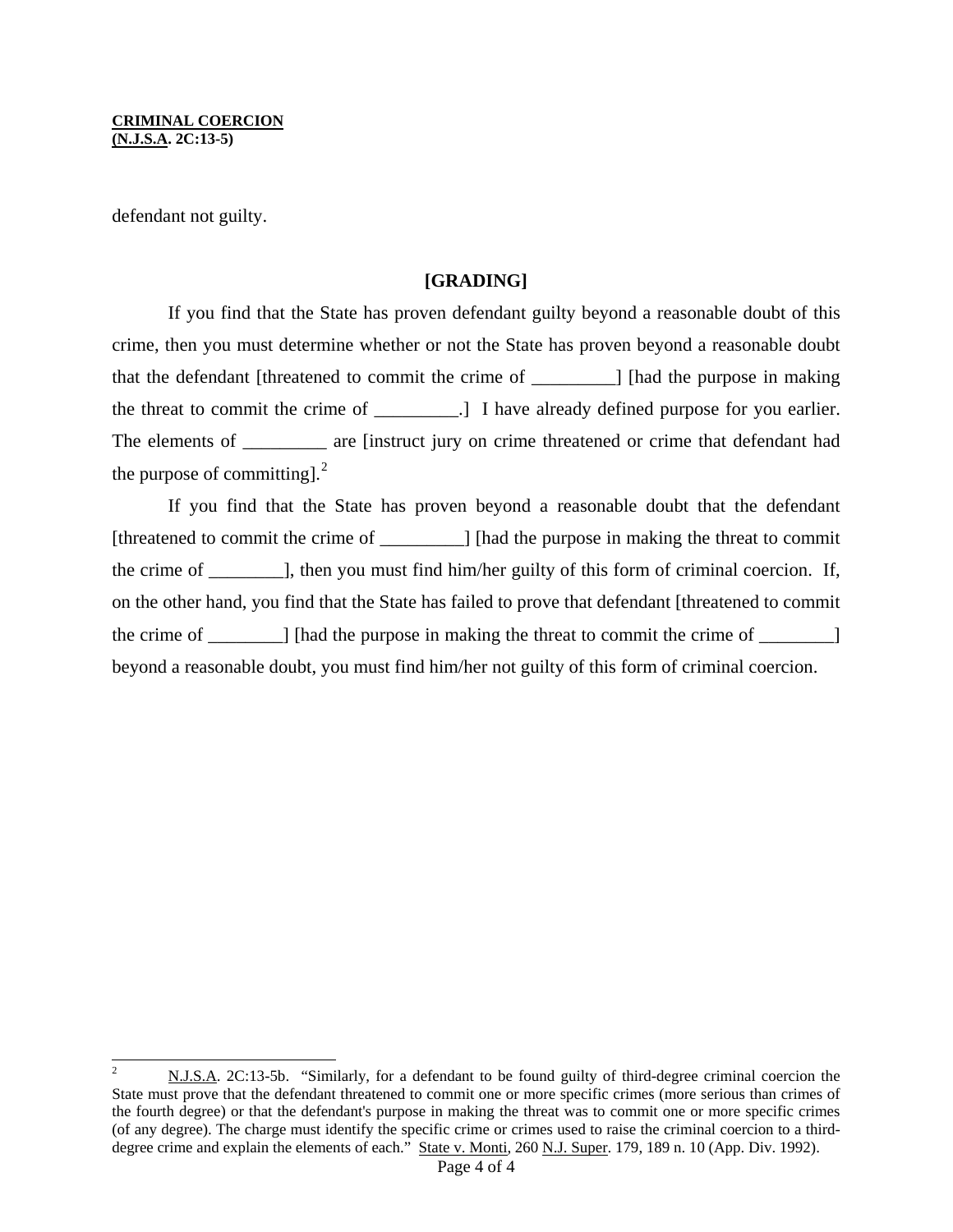defendant not guilty.

**[GRADING]**

If you find that the State has proven defendant guilty beyond a reasonable doubt of this crime, then you must determine whether or not the State has proven beyond a reasonable doubt that the defendant [threatened to commit the crime of _________] [had the purpose in making the threat to commit the crime of _________.] I have already defined purpose for you earlier. The elements of _________ are [instruct jury on crime threatened or crime that defendant had the purpose of committing].[2]

If you find that the State has proven beyond a reasonable doubt that the defendant [threatened to commit the crime of _________] [had the purpose in making the threat to commit the crime of ________], then you must find him/her guilty of this form of criminal coercion. If, on the other hand, you find that the State has failed to prove that defendant [threatened to commit the crime of ________] [had the purpose in making the threat to commit the crime of ________] beyond a reasonable doubt, you must find him/her not guilty of this form of criminal coercion.

---

[2] N.J.S.A. 2C:13-5b. "Similarly, for a defendant to be found guilty of third-degree criminal coercion the State must prove that the defendant threatened to commit one or more specific crimes (more serious than crimes of the fourth degree) or that the defendant's purpose in making the threat was to commit one or more specific crimes (of any degree). The charge must identify the specific crime or crimes used to raise the criminal coercion to a third-degree crime and explain the elements of each." State v. Monti, 260 N.J. Super. 179, 189 n. 10 (App. Div. 1992).